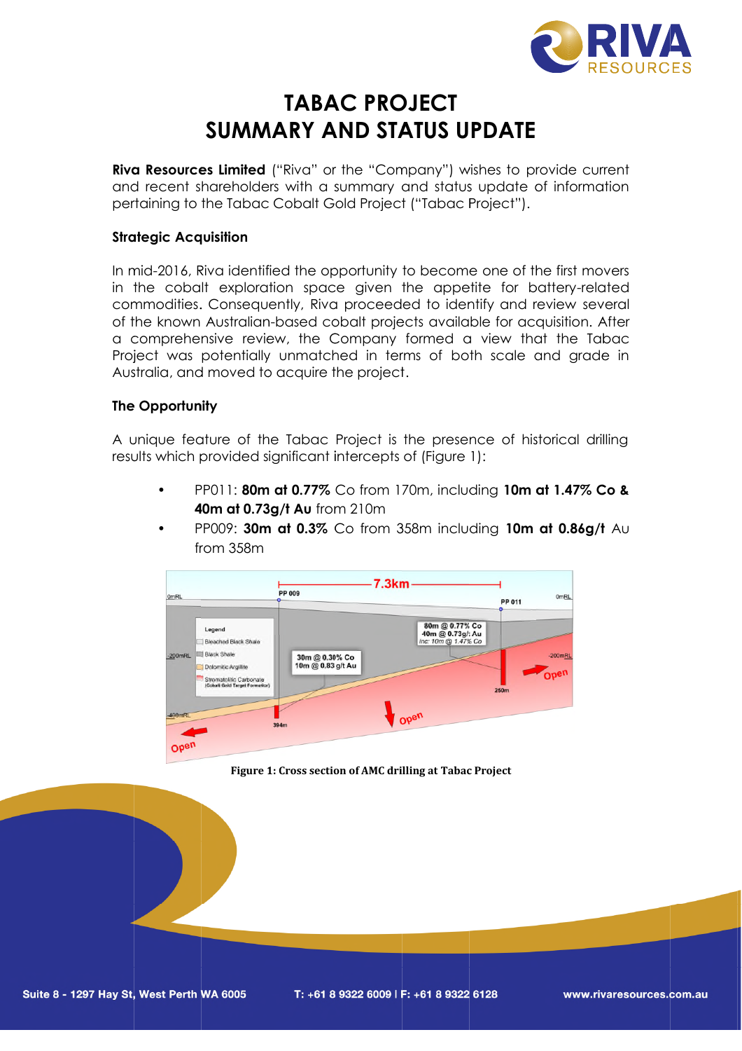# TABAC PROJECT
# SUMMARY AND STATUS UPDATE

**Riva Resources Limited** ("Riva" or the "Company") wishes to provide current and recent shareholders with a summary and status update of information pertaining to the Tabac Cobalt Gold Project ("Tabac Project").

### Strategic Acquisition

In mid-2016, Riva identified the opportunity to become one of the first movers in the cobalt exploration space given the appetite for battery-related commodities. Consequently, Riva proceeded to identify and review several of the known Australian-based cobalt projects available for acquisition. After a comprehensive review, the Company formed a view that the Tabac Project was potentially unmatched in terms of both scale and grade in Australia, and moved to acquire the project.

### The Opportunity

A unique feature of the Tabac Project is the presence of historical drilling results which provided significant intercepts of (Figure 1):

- PP011: **80m at 0.77%** Co from 170m, including **10m at 1.47% Co & 40m at 0.73g/t Au** from 210m
- PP009: **30m at 0.3%** Co from 358m including **10m at 0.86g/t** Au from 358m

**Figure 1: Cross section of AMC drilling at Tabac Project**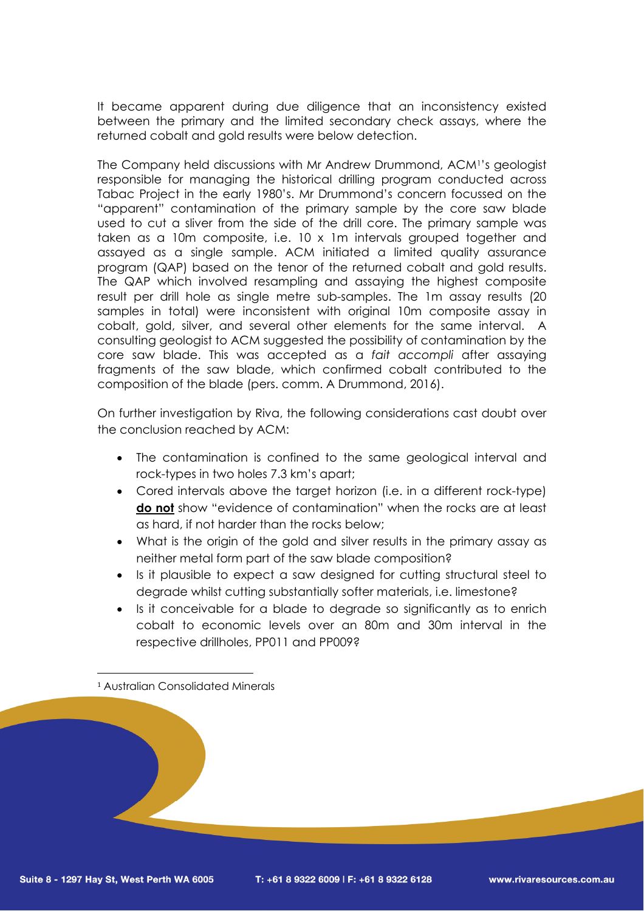It became apparent during due diligence that an inconsistency existed between the primary and the limited secondary check assays, where the returned cobalt and gold results were below detection.

The Company held discussions with Mr Andrew Drummond, ACM[1]'s geologist responsible for managing the historical drilling program conducted across Tabac Project in the early 1980's. Mr Drummond's concern focussed on the "apparent" contamination of the primary sample by the core saw blade used to cut a sliver from the side of the drill core. The primary sample was taken as a 10m composite, i.e. 10 x 1m intervals grouped together and assayed as a single sample. ACM initiated a limited quality assurance program (QAP) based on the tenor of the returned cobalt and gold results. The QAP which involved resampling and assaying the highest composite result per drill hole as single metre sub-samples. The 1m assay results (20 samples in total) were inconsistent with original 10m composite assay in cobalt, gold, silver, and several other elements for the same interval. A consulting geologist to ACM suggested the possibility of contamination by the core saw blade. This was accepted as a *fait accompli* after assaying fragments of the saw blade, which confirmed cobalt contributed to the composition of the blade (pers. comm. A Drummond, 2016).

On further investigation by Riva, the following considerations cast doubt over the conclusion reached by ACM:

- The contamination is confined to the same geological interval and rock-types in two holes 7.3 km's apart;
- Cored intervals above the target horizon (i.e. in a different rock-type) **do not** show "evidence of contamination" when the rocks are at least as hard, if not harder than the rocks below;
- What is the origin of the gold and silver results in the primary assay as neither metal form part of the saw blade composition?
- Is it plausible to expect a saw designed for cutting structural steel to degrade whilst cutting substantially softer materials, i.e. limestone?
- Is it conceivable for a blade to degrade so significantly as to enrich cobalt to economic levels over an 80m and 30m interval in the respective drillholes, PP011 and PP009?

[1] Australian Consolidated Minerals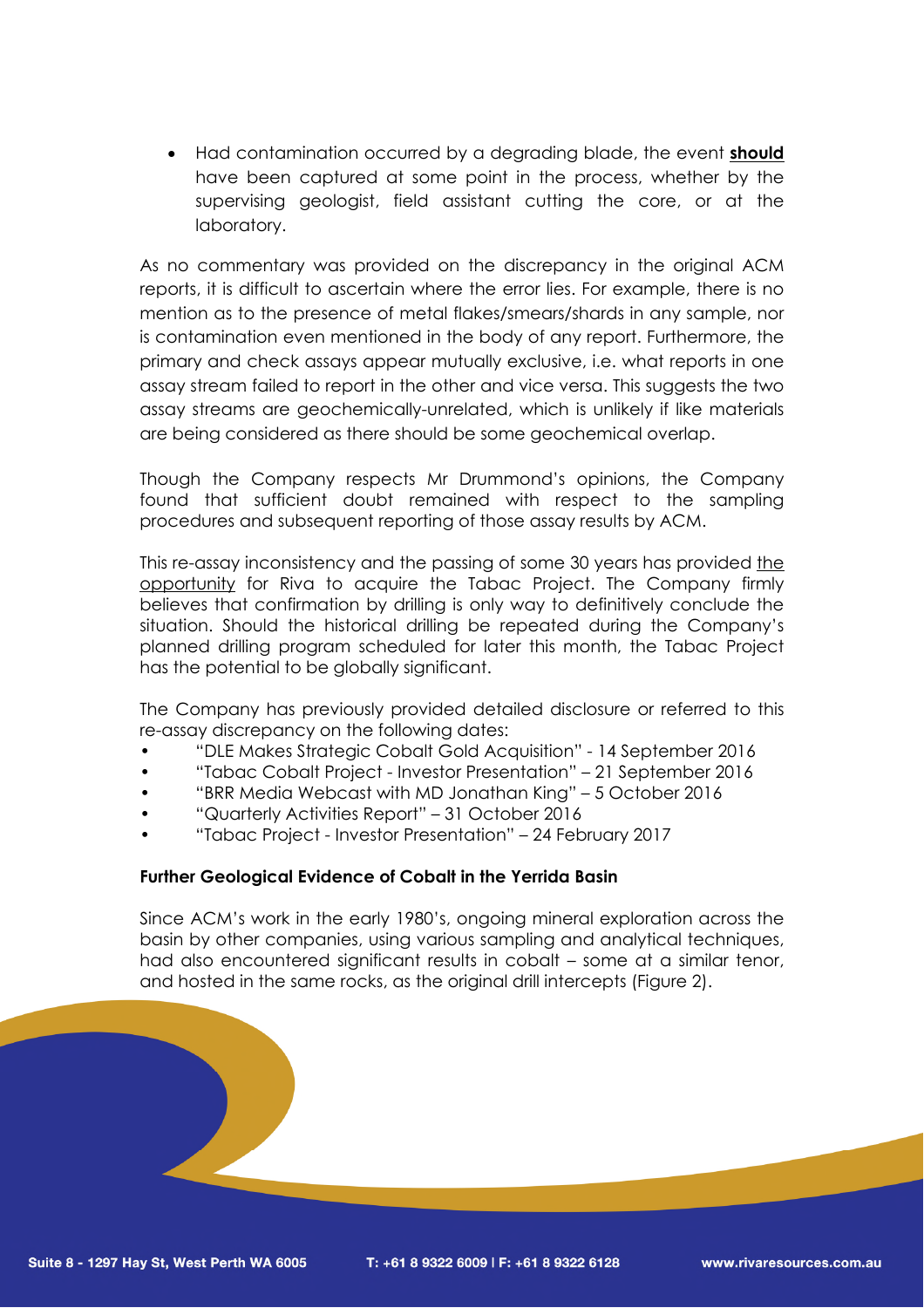- Had contamination occurred by a degrading blade, the event **should** have been captured at some point in the process, whether by the supervising geologist, field assistant cutting the core, or at the laboratory.

As no commentary was provided on the discrepancy in the original ACM reports, it is difficult to ascertain where the error lies. For example, there is no mention as to the presence of metal flakes/smears/shards in any sample, nor is contamination even mentioned in the body of any report. Furthermore, the primary and check assays appear mutually exclusive, i.e. what reports in one assay stream failed to report in the other and vice versa. This suggests the two assay streams are geochemically-unrelated, which is unlikely if like materials are being considered as there should be some geochemical overlap.

Though the Company respects Mr Drummond's opinions, the Company found that sufficient doubt remained with respect to the sampling procedures and subsequent reporting of those assay results by ACM.

This re-assay inconsistency and the passing of some 30 years has provided the opportunity for Riva to acquire the Tabac Project. The Company firmly believes that confirmation by drilling is only way to definitively conclude the situation. Should the historical drilling be repeated during the Company's planned drilling program scheduled for later this month, the Tabac Project has the potential to be globally significant.

The Company has previously provided detailed disclosure or referred to this re-assay discrepancy on the following dates:

- "DLE Makes Strategic Cobalt Gold Acquisition" - 14 September 2016
- "Tabac Cobalt Project - Investor Presentation" – 21 September 2016
- "BRR Media Webcast with MD Jonathan King" – 5 October 2016
- "Quarterly Activities Report" – 31 October 2016
- "Tabac Project - Investor Presentation" – 24 February 2017

**Further Geological Evidence of Cobalt in the Yerrida Basin**

Since ACM's work in the early 1980's, ongoing mineral exploration across the basin by other companies, using various sampling and analytical techniques, had also encountered significant results in cobalt – some at a similar tenor, and hosted in the same rocks, as the original drill intercepts (Figure 2).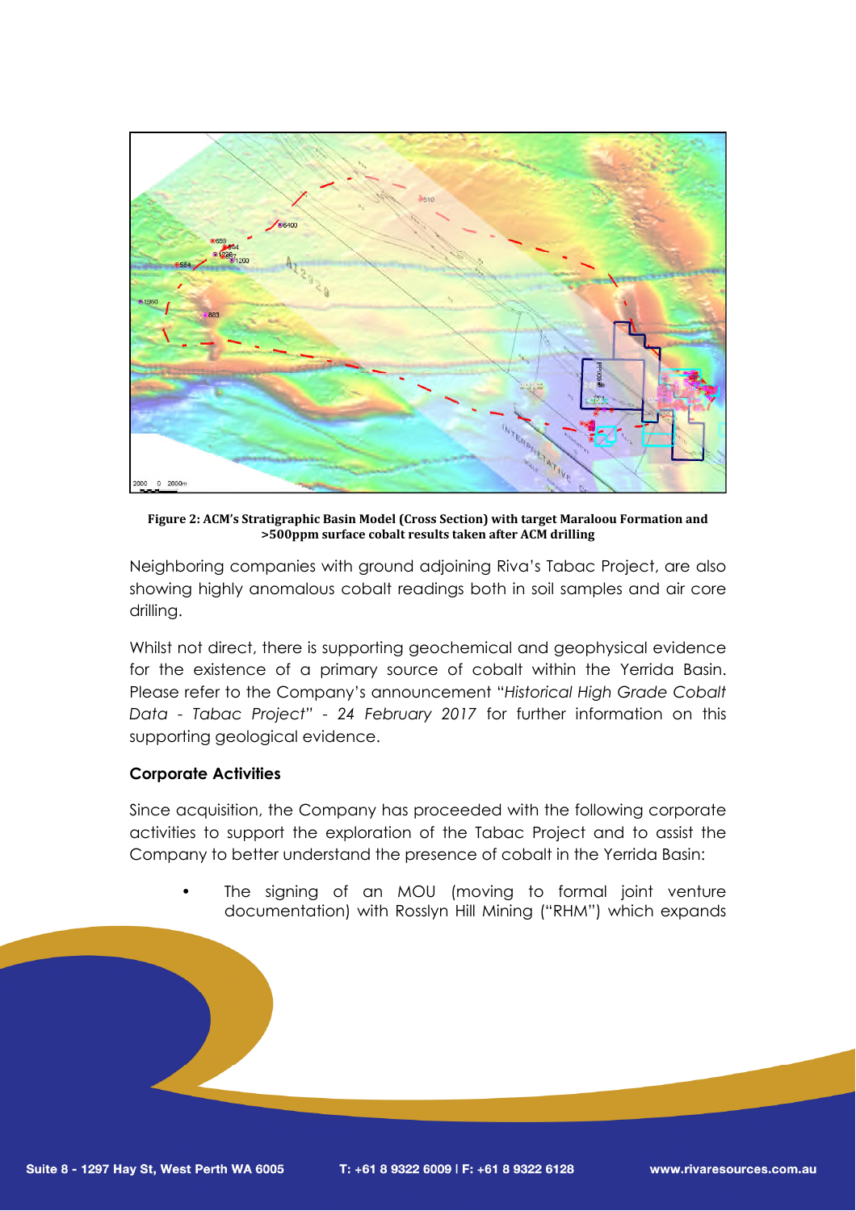**Figure 2: ACM's Stratigraphic Basin Model (Cross Section) with target Maraloou Formation and >500ppm surface cobalt results taken after ACM drilling**

Neighboring companies with ground adjoining Riva's Tabac Project, are also showing highly anomalous cobalt readings both in soil samples and air core drilling.

Whilst not direct, there is supporting geochemical and geophysical evidence for the existence of a primary source of cobalt within the Yerrida Basin. Please refer to the Company's announcement "*Historical High Grade Cobalt Data - Tabac Project*" - *24 February 2017* for further information on this supporting geological evidence.

**Corporate Activities**

Since acquisition, the Company has proceeded with the following corporate activities to support the exploration of the Tabac Project and to assist the Company to better understand the presence of cobalt in the Yerrida Basin:

- The signing of an MOU (moving to formal joint venture documentation) with Rosslyn Hill Mining ("RHM") which expands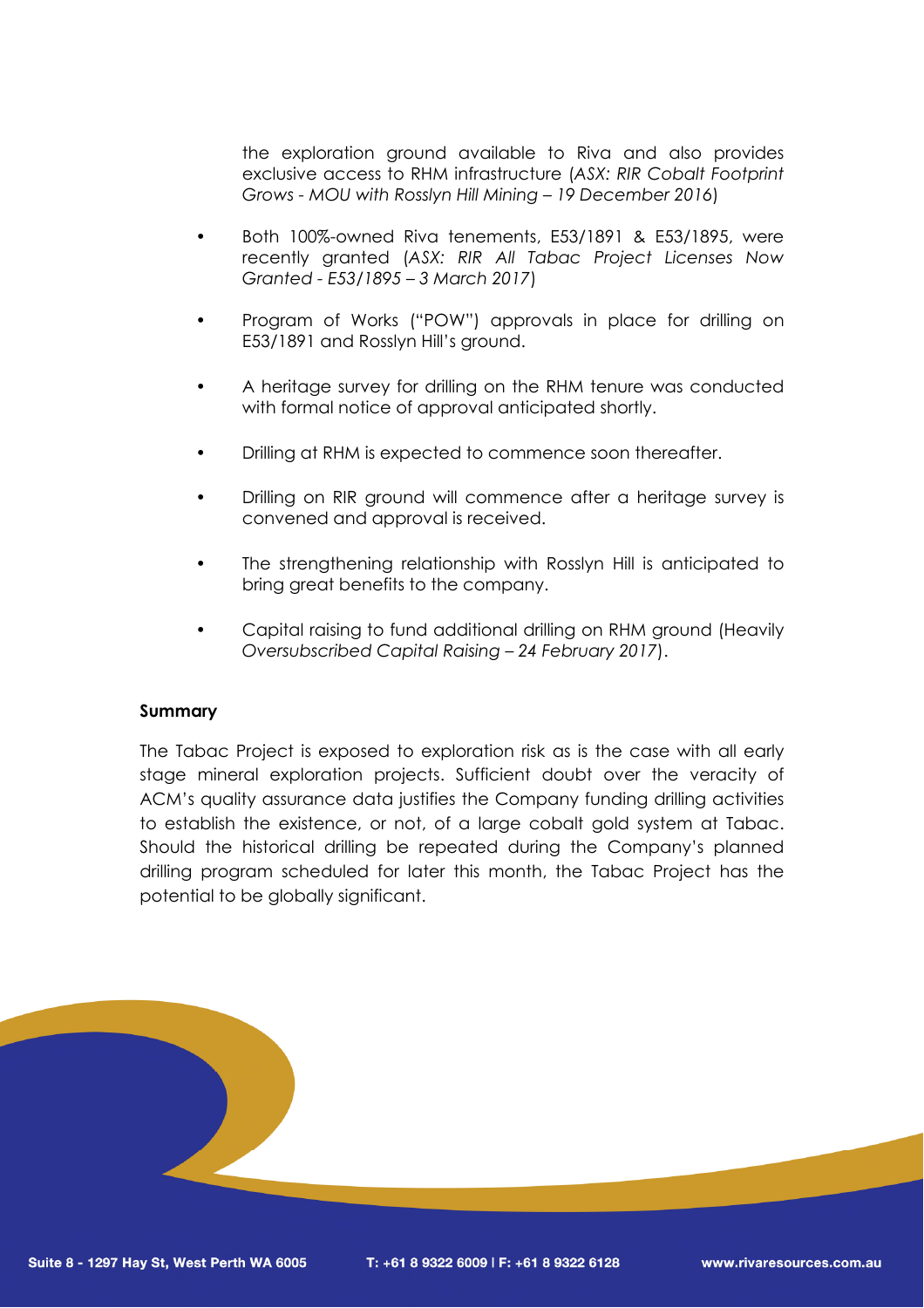the exploration ground available to Riva and also provides exclusive access to RHM infrastructure (*ASX: RIR Cobalt Footprint Grows - MOU with Rosslyn Hill Mining – 19 December 2016*)

- Both 100%-owned Riva tenements, E53/1891 & E53/1895, were recently granted (*ASX: RIR All Tabac Project Licenses Now Granted - E53/1895 – 3 March 2017*)
- Program of Works ("POW") approvals in place for drilling on E53/1891 and Rosslyn Hill's ground.
- A heritage survey for drilling on the RHM tenure was conducted with formal notice of approval anticipated shortly.
- Drilling at RHM is expected to commence soon thereafter.
- Drilling on RIR ground will commence after a heritage survey is convened and approval is received.
- The strengthening relationship with Rosslyn Hill is anticipated to bring great benefits to the company.
- Capital raising to fund additional drilling on RHM ground (Heavily *Oversubscribed Capital Raising – 24 February 2017*).

**Summary**

The Tabac Project is exposed to exploration risk as is the case with all early stage mineral exploration projects. Sufficient doubt over the veracity of ACM's quality assurance data justifies the Company funding drilling activities to establish the existence, or not, of a large cobalt gold system at Tabac. Should the historical drilling be repeated during the Company's planned drilling program scheduled for later this month, the Tabac Project has the potential to be globally significant.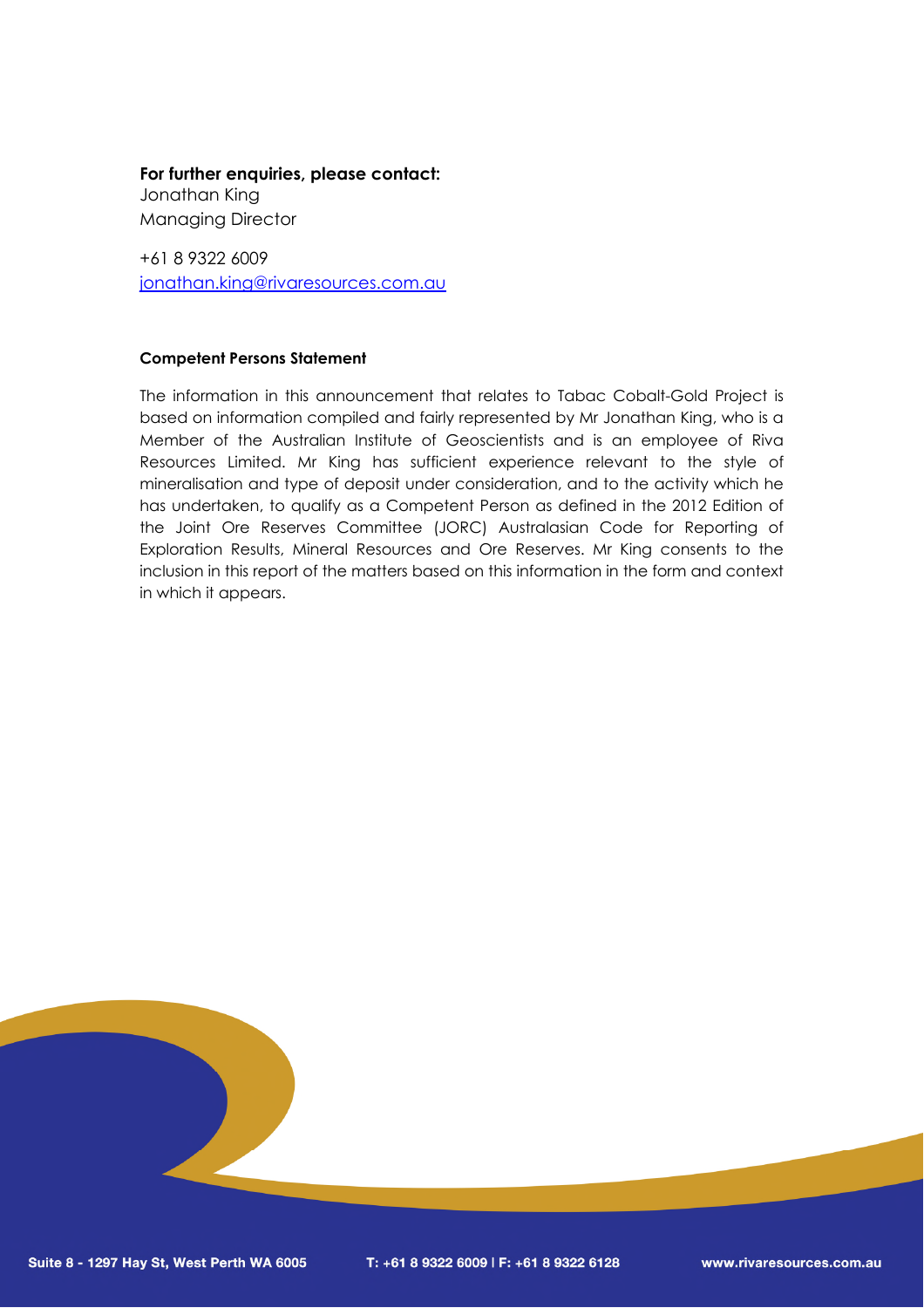**For further enquiries, please contact:**
Jonathan King
Managing Director

+61 8 9322 6009
jonathan.king@rivaresources.com.au

**Competent Persons Statement**

The information in this announcement that relates to Tabac Cobalt-Gold Project is based on information compiled and fairly represented by Mr Jonathan King, who is a Member of the Australian Institute of Geoscientists and is an employee of Riva Resources Limited. Mr King has sufficient experience relevant to the style of mineralisation and type of deposit under consideration, and to the activity which he has undertaken, to qualify as a Competent Person as defined in the 2012 Edition of the Joint Ore Reserves Committee (JORC) Australasian Code for Reporting of Exploration Results, Mineral Resources and Ore Reserves. Mr King consents to the inclusion in this report of the matters based on this information in the form and context in which it appears.